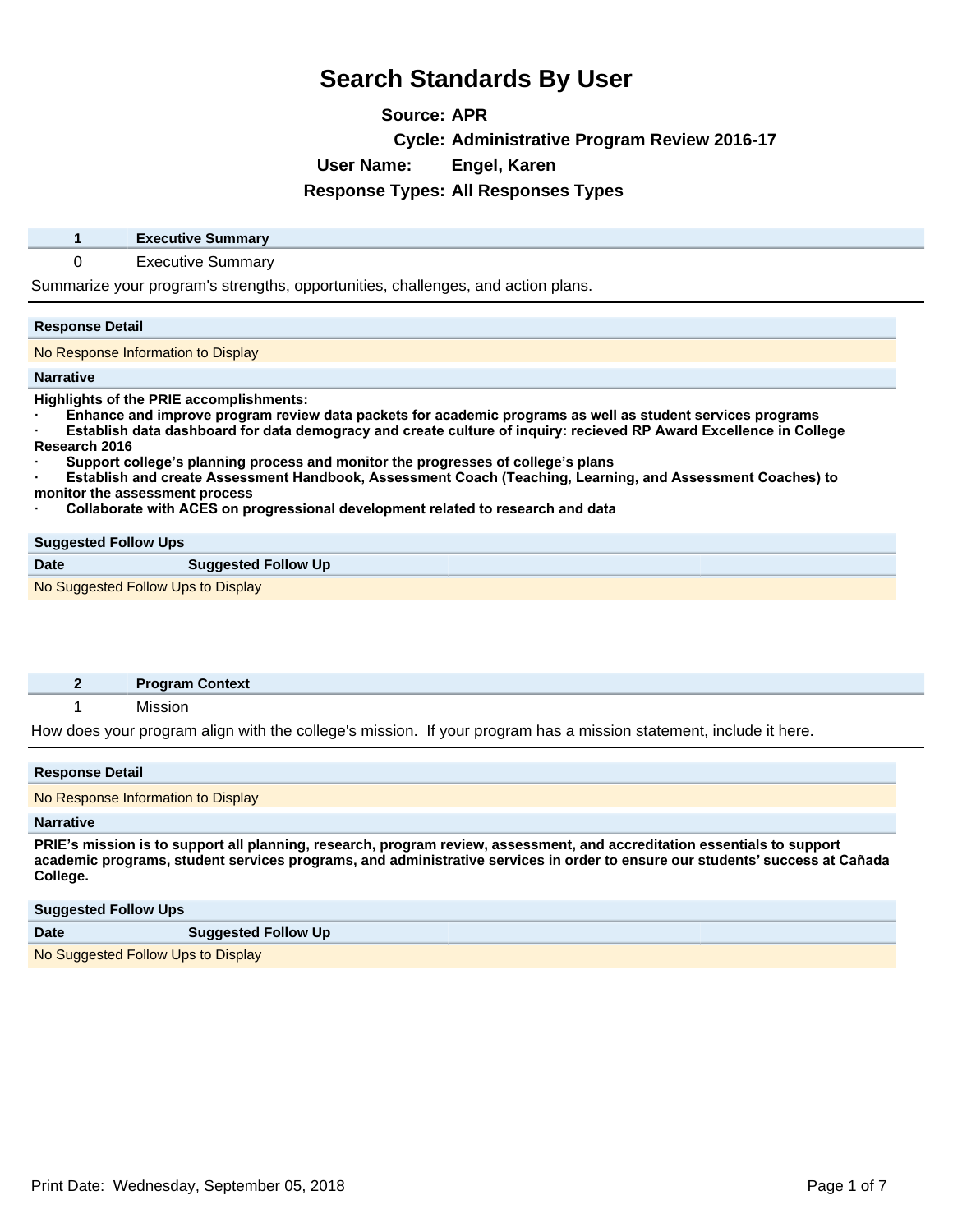# Search Standards By User

**Source:** APR
**Cycle:** Administrative Program Review 2016-17
**User Name:** Engel, Karen
**Response Types:** All Responses Types

| 1 | Executive Summary |
|---|---|
| 0 | Executive Summary |

Summarize your program's strengths, opportunities, challenges, and action plans.

**Response Detail**

No Response Information to Display

**Narrative**

**Highlights of the PRIE accomplishments:**

- **Enhance and improve program review data packets for academic programs as well as student services programs**
- **Establish data dashboard for data demogracy and create culture of inquiry: recieved RP Award Excellence in College Research 2016**
- **Support college's planning process and monitor the progresses of college's plans**
- **Establish and create Assessment Handbook, Assessment Coach (Teaching, Learning, and Assessment Coaches) to monitor the assessment process**
- **Collaborate with ACES on progressional development related to research and data**

**Suggested Follow Ups**

| Date | Suggested Follow Up |
|---|---|
| No Suggested Follow Ups to Display | |

| 2 | Program Context |
|---|---|
| 1 | Mission |

How does your program align with the college's mission. If your program has a mission statement, include it here.

**Response Detail**

No Response Information to Display

**Narrative**

**PRIE's mission is to support all planning, research, program review, assessment, and accreditation essentials to support academic programs, student services programs, and administrative services in order to ensure our students' success at Cañada College.**

**Suggested Follow Ups**

| Date | Suggested Follow Up |
|---|---|
| No Suggested Follow Ups to Display | |

Print Date: Wednesday, September 05, 2018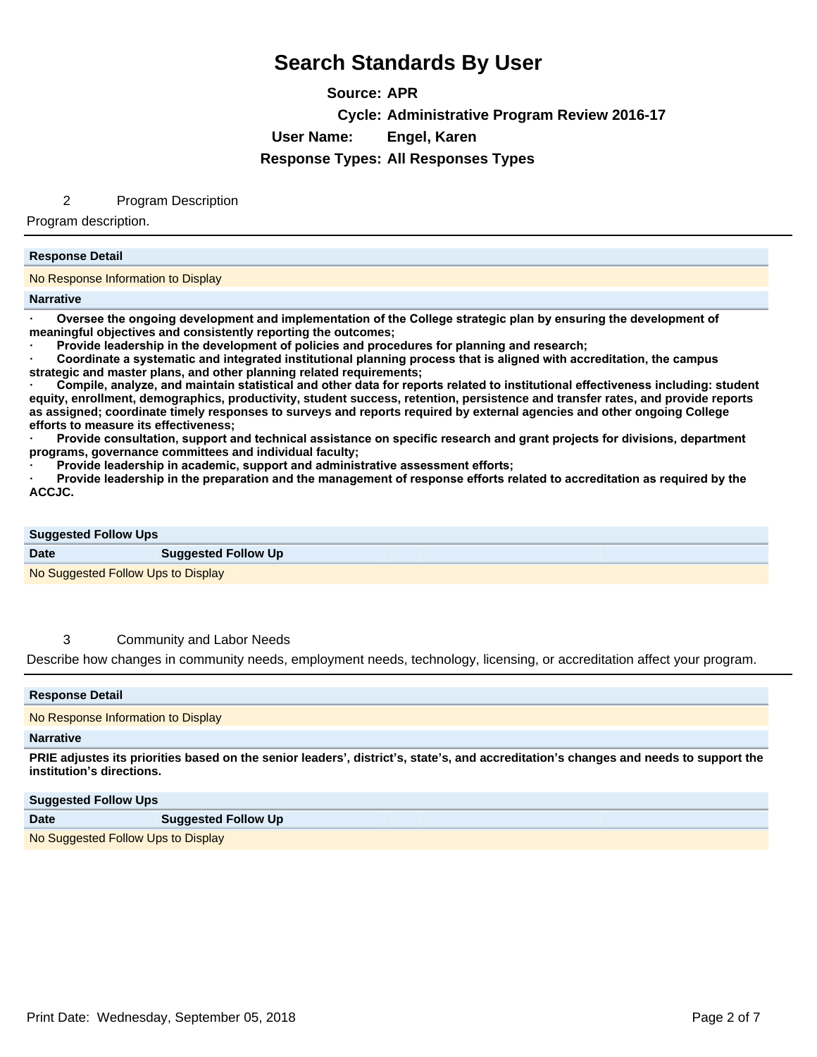# Search Standards By User

**Source:** APR
**Cycle:** Administrative Program Review 2016-17
**User Name:** Engel, Karen
**Response Types:** All Responses Types

## 2 Program Description

Program description.

**Response Detail**

No Response Information to Display

**Narrative**

- **Oversee the ongoing development and implementation of the College strategic plan by ensuring the development of meaningful objectives and consistently reporting the outcomes;**
- **Provide leadership in the development of policies and procedures for planning and research;**
- **Coordinate a systematic and integrated institutional planning process that is aligned with accreditation, the campus strategic and master plans, and other planning related requirements;**
- **Compile, analyze, and maintain statistical and other data for reports related to institutional effectiveness including: student equity, enrollment, demographics, productivity, student success, retention, persistence and transfer rates, and provide reports as assigned; coordinate timely responses to surveys and reports required by external agencies and other ongoing College efforts to measure its effectiveness;**
- **Provide consultation, support and technical assistance on specific research and grant projects for divisions, department programs, governance committees and individual faculty;**
- **Provide leadership in academic, support and administrative assessment efforts;**
- **Provide leadership in the preparation and the management of response efforts related to accreditation as required by the ACCJC.**

**Suggested Follow Ups**

| Date | Suggested Follow Up |
|---|---|
| No Suggested Follow Ups to Display | |

## 3 Community and Labor Needs

Describe how changes in community needs, employment needs, technology, licensing, or accreditation affect your program.

**Response Detail**

No Response Information to Display

**Narrative**

**PRIE adjustes its priorities based on the senior leaders', district's, state's, and accreditation's changes and needs to support the institution's directions.**

**Suggested Follow Ups**

| Date | Suggested Follow Up |
|---|---|
| No Suggested Follow Ups to Display | |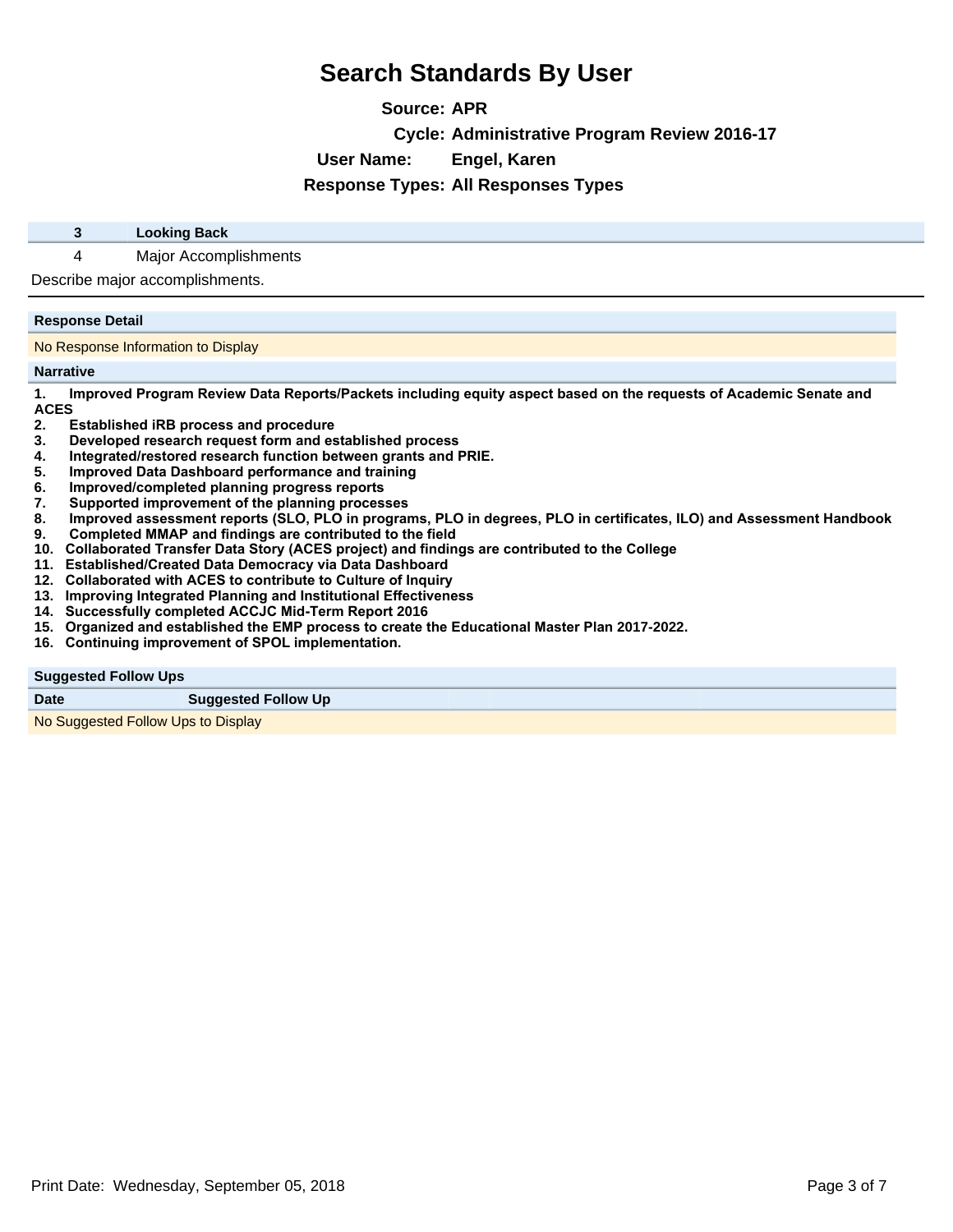# Search Standards By User

**Source:** APR
**Cycle:** Administrative Program Review 2016-17
**User Name:** Engel, Karen
**Response Types:** All Responses Types

| 3 | Looking Back |
| --- | --- |
| 4 | Major Accomplishments |

Describe major accomplishments.

**Response Detail**

No Response Information to Display

**Narrative**

1. **Improved Program Review Data Reports/Packets including equity aspect based on the requests of Academic Senate and ACES**
2. **Established iRB process and procedure**
3. **Developed research request form and established process**
4. **Integrated/restored research function between grants and PRIE.**
5. **Improved Data Dashboard performance and training**
6. **Improved/completed planning progress reports**
7. **Supported improvement of the planning processes**
8. **Improved assessment reports (SLO, PLO in programs, PLO in degrees, PLO in certificates, ILO) and Assessment Handbook**
9. **Completed MMAP and findings are contributed to the field**
10. **Collaborated Transfer Data Story (ACES project) and findings are contributed to the College**
11. **Established/Created Data Democracy via Data Dashboard**
12. **Collaborated with ACES to contribute to Culture of Inquiry**
13. **Improving Integrated Planning and Institutional Effectiveness**
14. **Successfully completed ACCJC Mid-Term Report 2016**
15. **Organized and established the EMP process to create the Educational Master Plan 2017-2022.**
16. **Continuing improvement of SPOL implementation.**

**Suggested Follow Ups**

| Date | Suggested Follow Up |
| --- | --- |
| No Suggested Follow Ups to Display | |

Print Date: Wednesday, September 05, 2018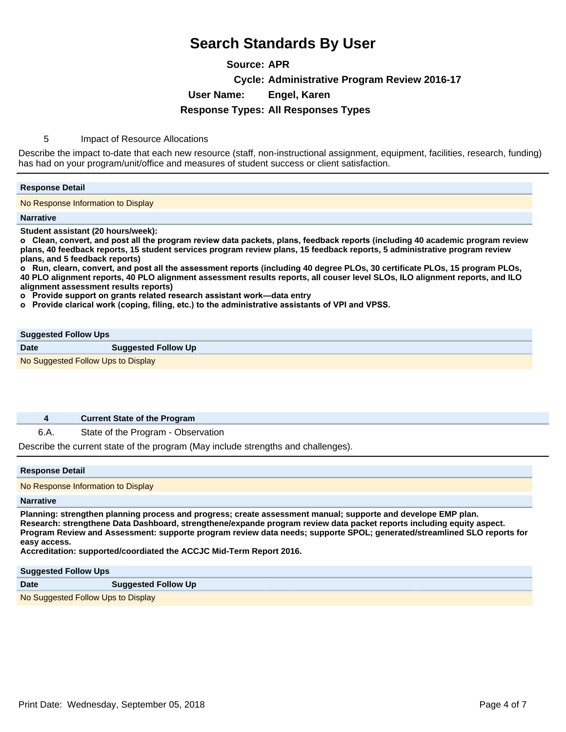# Search Standards By User

**Source:** APR
**Cycle:** Administrative Program Review 2016-17
**User Name:** Engel, Karen
**Response Types:** All Responses Types

5 Impact of Resource Allocations

Describe the impact to-date that each new resource (staff, non-instructional assignment, equipment, facilities, research, funding) has had on your program/unit/office and measures of student success or client satisfaction.

| Response Detail |
|---|
| No Response Information to Display |

**Narrative**

**Student assistant (20 hours/week):**

- **Clean, convert, and post all the program review data packets, plans, feedback reports (including 40 academic program review plans, 40 feedback reports, 15 student services program review plans, 15 feedback reports, 5 administrative program review plans, and 5 feedback reports)**
- **Run, clearn, convert, and post all the assessment reports (including 40 degree PLOs, 30 certificate PLOs, 15 program PLOs, 40 PLO alignment reports, 40 PLO alignment assessment results reports, all couser level SLOs, ILO alignment reports, and ILO alignment assessment results reports)**
- **Provide support on grants related research assistant work—data entry**
- **Provide clarical work (coping, filing, etc.) to the administrative assistants of VPI and VPSS.**

**Suggested Follow Ups**

| Date | Suggested Follow Up |
|---|---|
| No Suggested Follow Ups to Display | |

**4 Current State of the Program**

6.A. State of the Program - Observation

Describe the current state of the program (May include strengths and challenges).

| Response Detail |
|---|
| No Response Information to Display |

**Narrative**

**Planning: strengthen planning process and progress; create assessment manual; supporte and develope EMP plan.**
**Research: strengthene Data Dashboard, strengthene/expande program review data packet reports including equity aspect.**
**Program Review and Assessment: supporte program review data needs; supporte SPOL; generated/streamlined SLO reports for easy access.**
**Accreditation: supported/coordiated the ACCJC Mid-Term Report 2016.**

**Suggested Follow Ups**

| Date | Suggested Follow Up |
|---|---|
| No Suggested Follow Ups to Display | |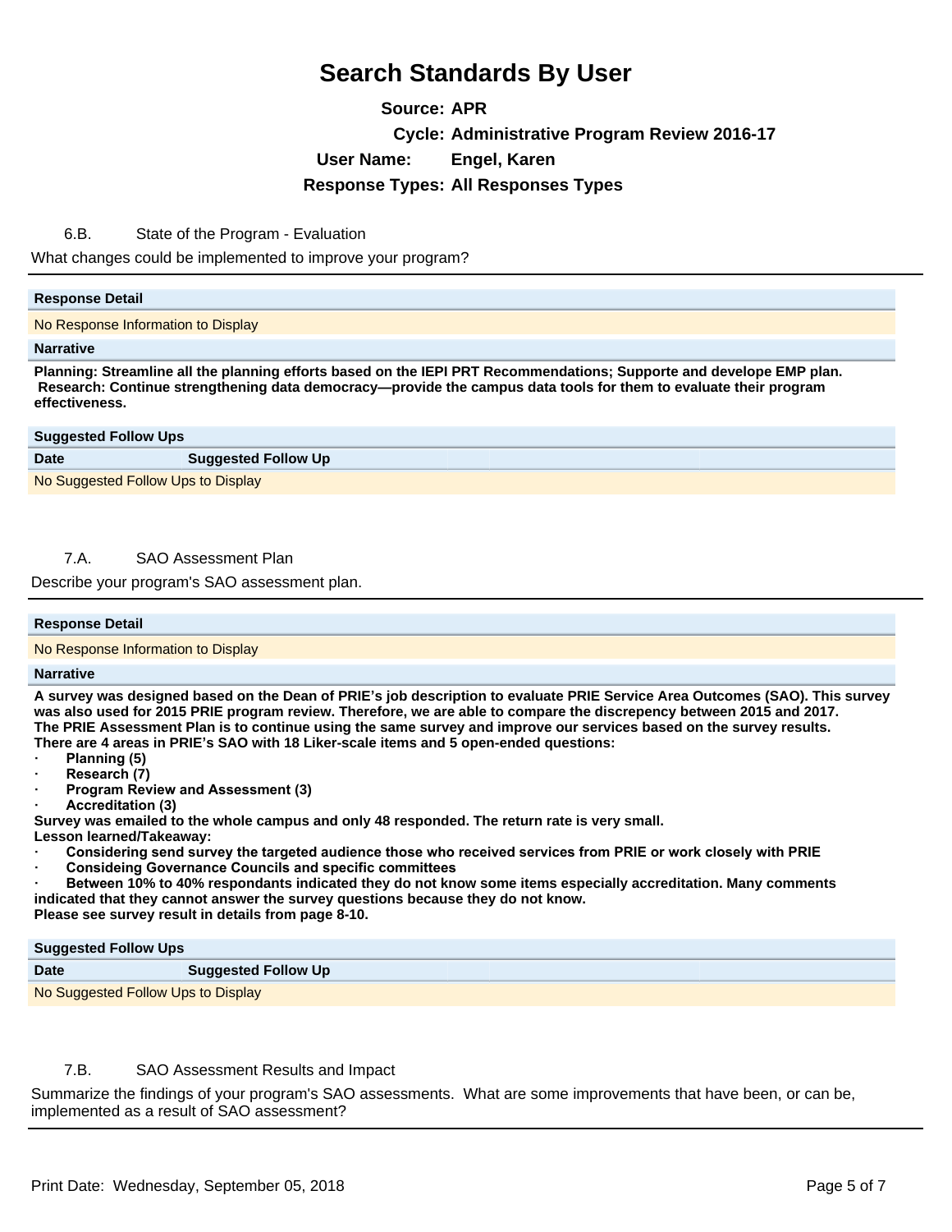# Search Standards By User

**Source:** APR
**Cycle:** Administrative Program Review 2016-17
**User Name:** Engel, Karen
**Response Types:** All Responses Types

6.B. State of the Program - Evaluation

What changes could be implemented to improve your program?

**Response Detail**

No Response Information to Display

**Narrative**

**Planning: Streamline all the planning efforts based on the IEPI PRT Recommendations; Supporte and develope EMP plan.**
**Research: Continue strengthening data democracy—provide the campus data tools for them to evaluate their program effectiveness.**

**Suggested Follow Ups**

| Date | Suggested Follow Up |
|---|---|
| No Suggested Follow Ups to Display | |

7.A. SAO Assessment Plan

Describe your program's SAO assessment plan.

**Response Detail**

No Response Information to Display

**Narrative**

**A survey was designed based on the Dean of PRIE's job description to evaluate PRIE Service Area Outcomes (SAO). This survey was also used for 2015 PRIE program review. Therefore, we are able to compare the discrepency between 2015 and 2017.**
**The PRIE Assessment Plan is to continue using the same survey and improve our services based on the survey results.**
**There are 4 areas in PRIE's SAO with 18 Liker-scale items and 5 open-ended questions:**

- **Planning (5)**
- **Research (7)**
- **Program Review and Assessment (3)**
- **Accreditation (3)**

**Survey was emailed to the whole campus and only 48 responded. The return rate is very small.**
**Lesson learned/Takeaway:**

- **Considering send survey the targeted audience those who received services from PRIE or work closely with PRIE**
- **Consideing Governance Councils and specific committees**
- **Between 10% to 40% respondants indicated they do not know some items especially accreditation. Many comments indicated that they cannot answer the survey questions because they do not know.**

**Please see survey result in details from page 8-10.**

**Suggested Follow Ups**

| Date | Suggested Follow Up |
|---|---|
| No Suggested Follow Ups to Display | |

7.B. SAO Assessment Results and Impact

Summarize the findings of your program's SAO assessments. What are some improvements that have been, or can be, implemented as a result of SAO assessment?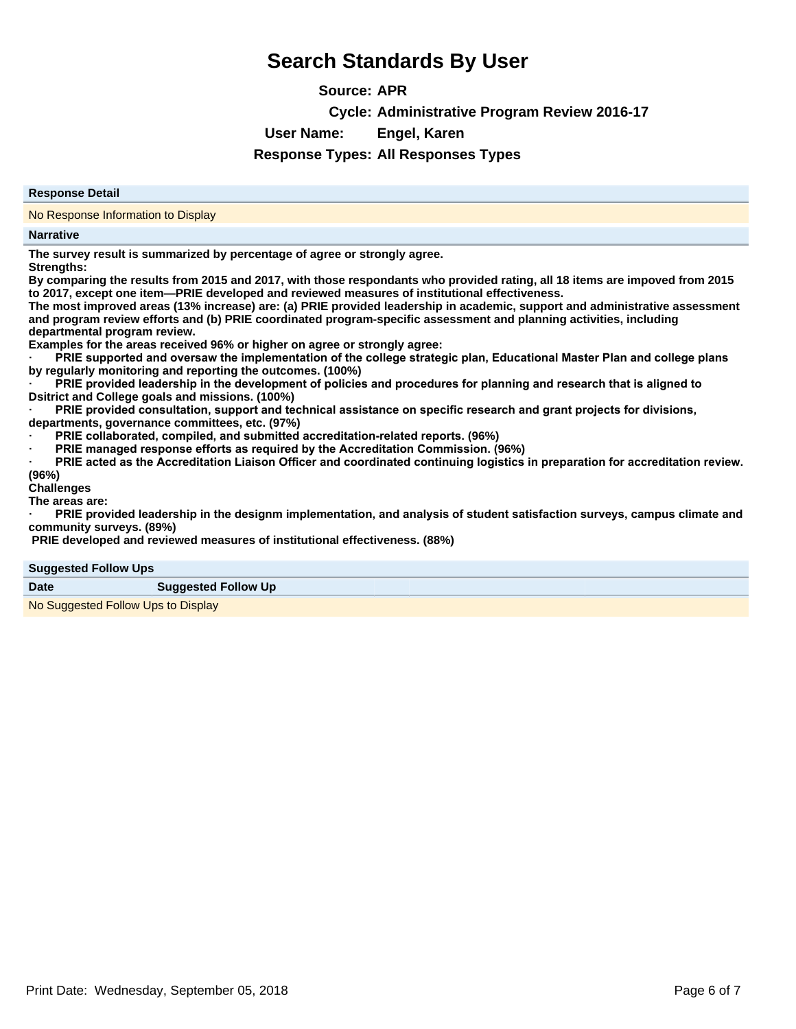# Search Standards By User

**Source:** APR

**Cycle:** Administrative Program Review 2016-17

**User Name:** Engel, Karen

**Response Types:** All Responses Types

| Response Detail |
|---|
| No Response Information to Display |

**Narrative**

**The survey result is summarized by percentage of agree or strongly agree.**
**Strengths:**
**By comparing the results from 2015 and 2017, with those respondants who provided rating, all 18 items are impoved from 2015 to 2017, except one item—PRIE developed and reviewed measures of institutional effectiveness.**
**The most improved areas (13% increase) are: (a) PRIE provided leadership in academic, support and administrative assessment and program review efforts and (b) PRIE coordinated program-specific assessment and planning activities, including departmental program review.**
**Examples for the areas received 96% or higher on agree or strongly agree:**

- **PRIE supported and oversaw the implementation of the college strategic plan, Educational Master Plan and college plans by regularly monitoring and reporting the outcomes. (100%)**
- **PRIE provided leadership in the development of policies and procedures for planning and research that is aligned to Dsitrict and College goals and missions. (100%)**
- **PRIE provided consultation, support and technical assistance on specific research and grant projects for divisions, departments, governance committees, etc. (97%)**
- **PRIE collaborated, compiled, and submitted accreditation-related reports. (96%)**
- **PRIE managed response efforts as required by the Accreditation Commission. (96%)**
- **PRIE acted as the Accreditation Liaison Officer and coordinated continuing logistics in preparation for accreditation review. (96%)**

**Challenges**
**The areas are:**

- **PRIE provided leadership in the designm implementation, and analysis of student satisfaction surveys, campus climate and community surveys. (89%)**

**PRIE developed and reviewed measures of institutional effectiveness. (88%)**

**Suggested Follow Ups**

| Date | Suggested Follow Up |
|---|---|
| No Suggested Follow Ups to Display | |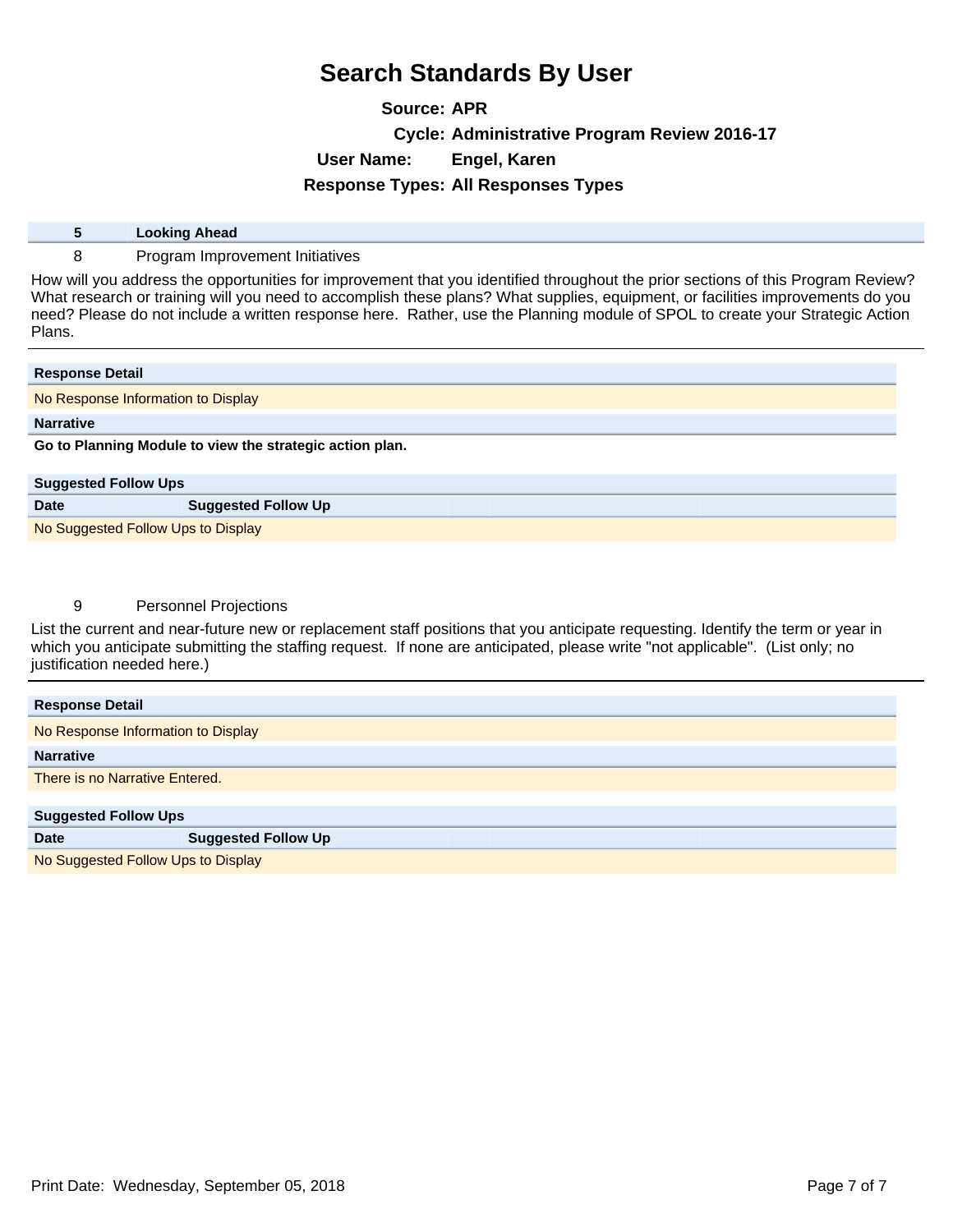# Search Standards By User

**Source: APR**

**Cycle: Administrative Program Review 2016-17**

**User Name: Engel, Karen**

**Response Types: All Responses Types**

| | |
|---|---|
| **5** | **Looking Ahead** |
| 8 | Program Improvement Initiatives |

How will you address the opportunities for improvement that you identified throughout the prior sections of this Program Review? What research or training will you need to accomplish these plans? What supplies, equipment, or facilities improvements do you need? Please do not include a written response here. Rather, use the Planning module of SPOL to create your Strategic Action Plans.

**Response Detail**

No Response Information to Display

**Narrative**

**Go to Planning Module to view the strategic action plan.**

**Suggested Follow Ups**

| Date | Suggested Follow Up |
|---|---|
| No Suggested Follow Ups to Display | |

| | |
|---|---|
| 9 | Personnel Projections |

List the current and near-future new or replacement staff positions that you anticipate requesting. Identify the term or year in which you anticipate submitting the staffing request. If none are anticipated, please write "not applicable". (List only; no justification needed here.)

**Response Detail**

No Response Information to Display

**Narrative**

There is no Narrative Entered.

**Suggested Follow Ups**

| Date | Suggested Follow Up |
|---|---|
| No Suggested Follow Ups to Display | |

Print Date: Wednesday, September 05, 2018